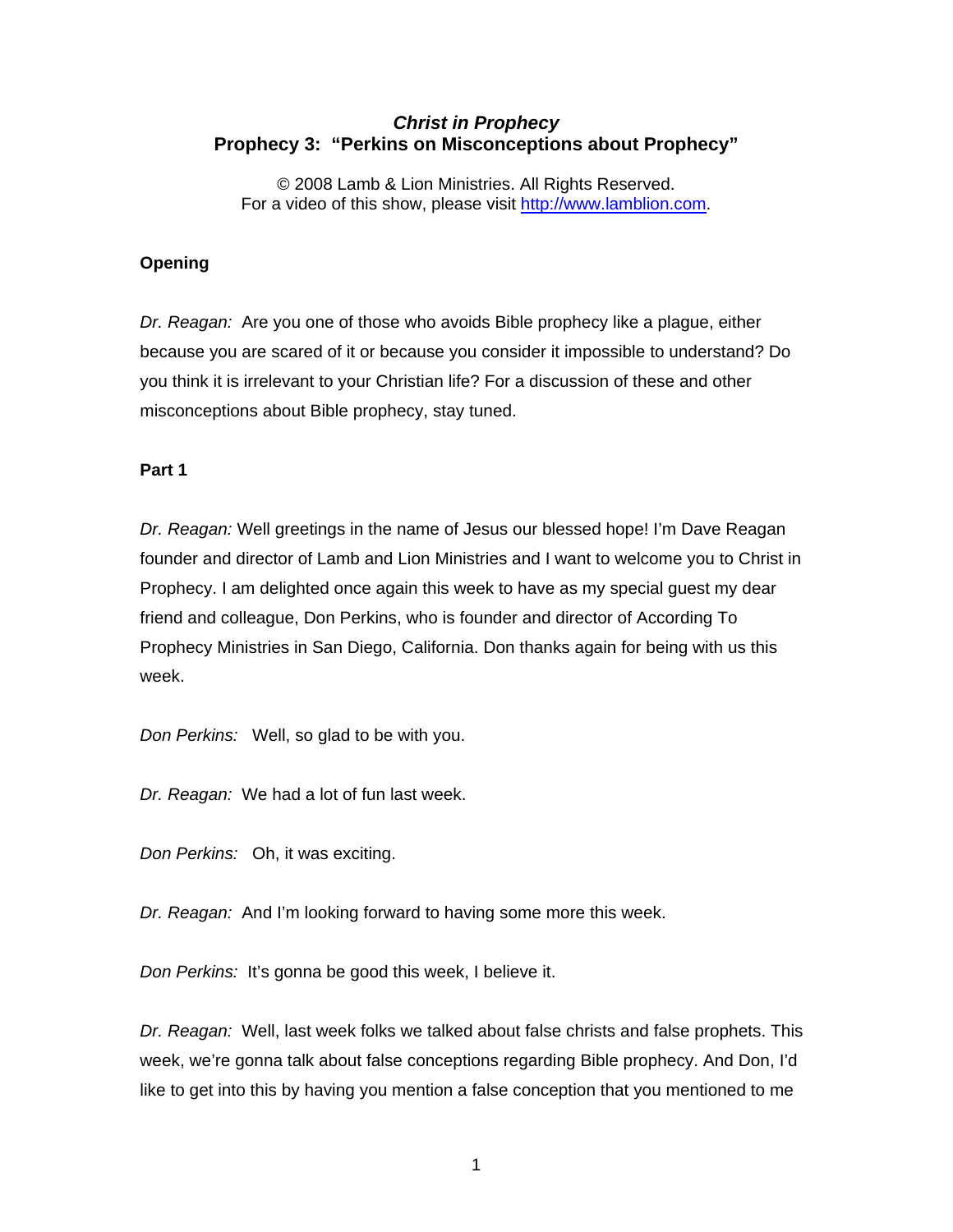# *Christ in Prophecy*
## Prophecy 3: "Perkins on Misconceptions about Prophecy"

© 2008 Lamb & Lion Ministries. All Rights Reserved.
For a video of this show, please visit http://www.lamblion.com.

**Opening**

*Dr. Reagan:* Are you one of those who avoids Bible prophecy like a plague, either because you are scared of it or because you consider it impossible to understand? Do you think it is irrelevant to your Christian life? For a discussion of these and other misconceptions about Bible prophecy, stay tuned.

**Part 1**

*Dr. Reagan:* Well greetings in the name of Jesus our blessed hope! I'm Dave Reagan founder and director of Lamb and Lion Ministries and I want to welcome you to Christ in Prophecy. I am delighted once again this week to have as my special guest my dear friend and colleague, Don Perkins, who is founder and director of According To Prophecy Ministries in San Diego, California. Don thanks again for being with us this week.

*Don Perkins:* Well, so glad to be with you.

*Dr. Reagan:* We had a lot of fun last week.

*Don Perkins:* Oh, it was exciting.

*Dr. Reagan:* And I'm looking forward to having some more this week.

*Don Perkins:* It's gonna be good this week, I believe it.

*Dr. Reagan:* Well, last week folks we talked about false christs and false prophets. This week, we're gonna talk about false conceptions regarding Bible prophecy. And Don, I'd like to get into this by having you mention a false conception that you mentioned to me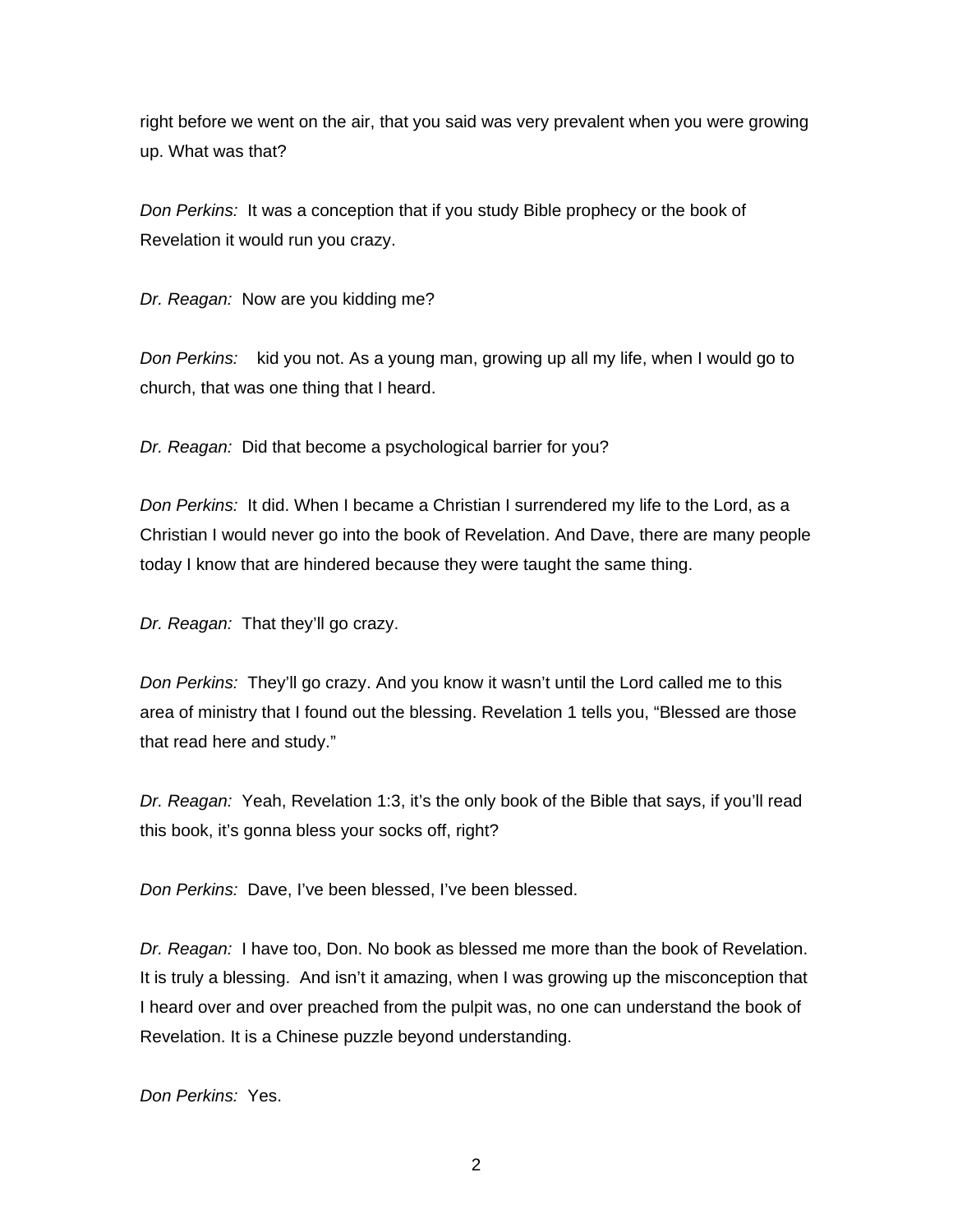right before we went on the air, that you said was very prevalent when you were growing up. What was that?

*Don Perkins:* It was a conception that if you study Bible prophecy or the book of Revelation it would run you crazy.

*Dr. Reagan:* Now are you kidding me?

*Don Perkins:* kid you not. As a young man, growing up all my life, when I would go to church, that was one thing that I heard.

*Dr. Reagan:* Did that become a psychological barrier for you?

*Don Perkins:* It did. When I became a Christian I surrendered my life to the Lord, as a Christian I would never go into the book of Revelation. And Dave, there are many people today I know that are hindered because they were taught the same thing.

*Dr. Reagan:* That they'll go crazy.

*Don Perkins:* They'll go crazy. And you know it wasn't until the Lord called me to this area of ministry that I found out the blessing. Revelation 1 tells you, "Blessed are those that read here and study."

*Dr. Reagan:* Yeah, Revelation 1:3, it's the only book of the Bible that says, if you'll read this book, it's gonna bless your socks off, right?

*Don Perkins:* Dave, I've been blessed, I've been blessed.

*Dr. Reagan:* I have too, Don. No book as blessed me more than the book of Revelation. It is truly a blessing. And isn't it amazing, when I was growing up the misconception that I heard over and over preached from the pulpit was, no one can understand the book of Revelation. It is a Chinese puzzle beyond understanding.

*Don Perkins:* Yes.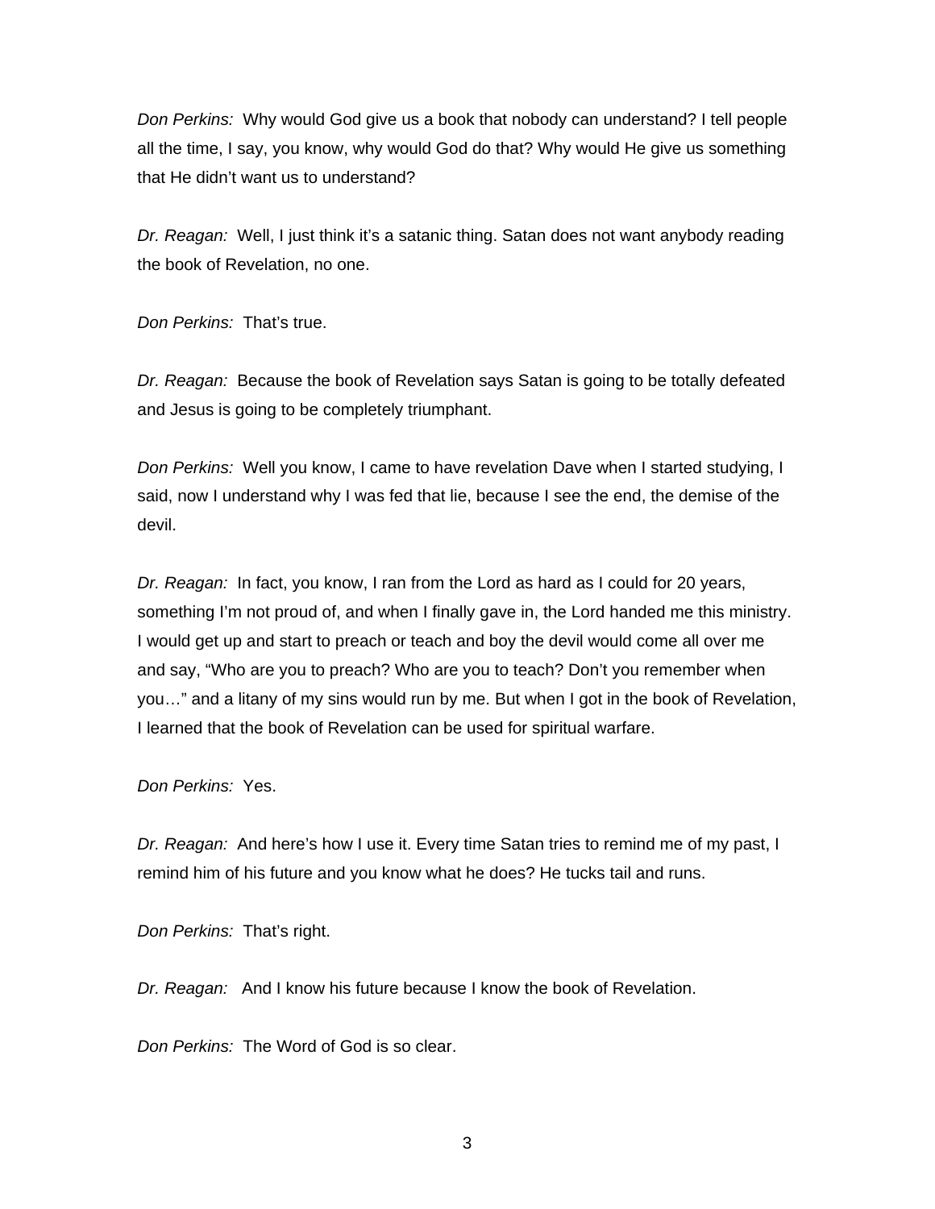*Don Perkins:* Why would God give us a book that nobody can understand? I tell people all the time, I say, you know, why would God do that? Why would He give us something that He didn't want us to understand?

*Dr. Reagan:* Well, I just think it's a satanic thing. Satan does not want anybody reading the book of Revelation, no one.

*Don Perkins:* That's true.

*Dr. Reagan:* Because the book of Revelation says Satan is going to be totally defeated and Jesus is going to be completely triumphant.

*Don Perkins:* Well you know, I came to have revelation Dave when I started studying, I said, now I understand why I was fed that lie, because I see the end, the demise of the devil.

*Dr. Reagan:* In fact, you know, I ran from the Lord as hard as I could for 20 years, something I'm not proud of, and when I finally gave in, the Lord handed me this ministry. I would get up and start to preach or teach and boy the devil would come all over me and say, "Who are you to preach? Who are you to teach? Don't you remember when you…" and a litany of my sins would run by me. But when I got in the book of Revelation, I learned that the book of Revelation can be used for spiritual warfare.

*Don Perkins:* Yes.

*Dr. Reagan:* And here's how I use it. Every time Satan tries to remind me of my past, I remind him of his future and you know what he does? He tucks tail and runs.

*Don Perkins:* That's right.

*Dr. Reagan:* And I know his future because I know the book of Revelation.

*Don Perkins:* The Word of God is so clear.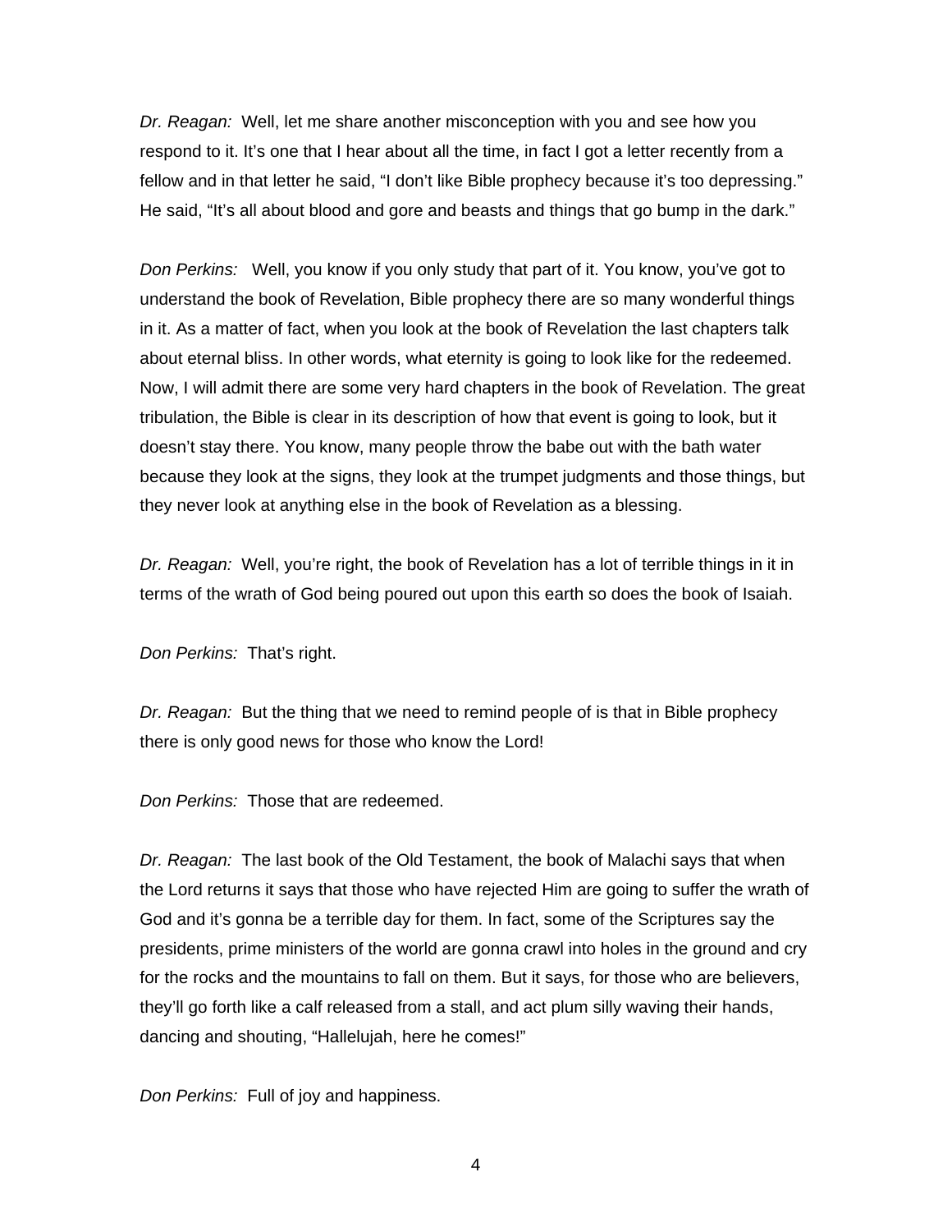*Dr. Reagan:* Well, let me share another misconception with you and see how you respond to it. It's one that I hear about all the time, in fact I got a letter recently from a fellow and in that letter he said, "I don't like Bible prophecy because it's too depressing." He said, "It's all about blood and gore and beasts and things that go bump in the dark."

*Don Perkins:* Well, you know if you only study that part of it. You know, you've got to understand the book of Revelation, Bible prophecy there are so many wonderful things in it. As a matter of fact, when you look at the book of Revelation the last chapters talk about eternal bliss. In other words, what eternity is going to look like for the redeemed. Now, I will admit there are some very hard chapters in the book of Revelation. The great tribulation, the Bible is clear in its description of how that event is going to look, but it doesn't stay there. You know, many people throw the babe out with the bath water because they look at the signs, they look at the trumpet judgments and those things, but they never look at anything else in the book of Revelation as a blessing.

*Dr. Reagan:* Well, you're right, the book of Revelation has a lot of terrible things in it in terms of the wrath of God being poured out upon this earth so does the book of Isaiah.

*Don Perkins:* That's right.

*Dr. Reagan:* But the thing that we need to remind people of is that in Bible prophecy there is only good news for those who know the Lord!

*Don Perkins:* Those that are redeemed.

*Dr. Reagan:* The last book of the Old Testament, the book of Malachi says that when the Lord returns it says that those who have rejected Him are going to suffer the wrath of God and it's gonna be a terrible day for them. In fact, some of the Scriptures say the presidents, prime ministers of the world are gonna crawl into holes in the ground and cry for the rocks and the mountains to fall on them. But it says, for those who are believers, they'll go forth like a calf released from a stall, and act plum silly waving their hands, dancing and shouting, "Hallelujah, here he comes!"

*Don Perkins:* Full of joy and happiness.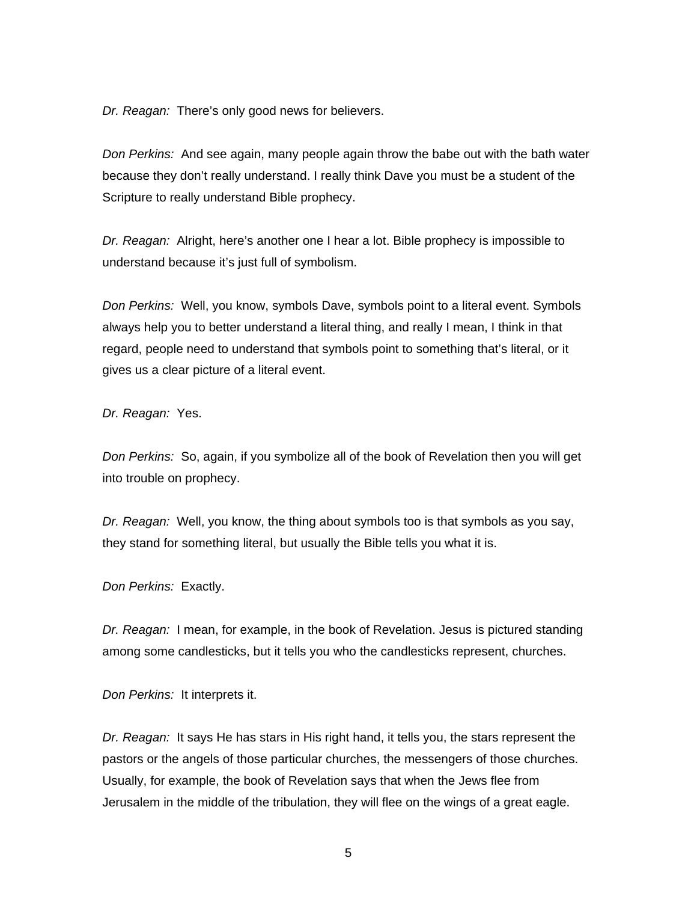*Dr. Reagan:* There's only good news for believers.

*Don Perkins:* And see again, many people again throw the babe out with the bath water because they don't really understand. I really think Dave you must be a student of the Scripture to really understand Bible prophecy.

*Dr. Reagan:* Alright, here's another one I hear a lot. Bible prophecy is impossible to understand because it's just full of symbolism.

*Don Perkins:* Well, you know, symbols Dave, symbols point to a literal event. Symbols always help you to better understand a literal thing, and really I mean, I think in that regard, people need to understand that symbols point to something that's literal, or it gives us a clear picture of a literal event.

*Dr. Reagan:* Yes.

*Don Perkins:* So, again, if you symbolize all of the book of Revelation then you will get into trouble on prophecy.

*Dr. Reagan:* Well, you know, the thing about symbols too is that symbols as you say, they stand for something literal, but usually the Bible tells you what it is.

*Don Perkins:* Exactly.

*Dr. Reagan:* I mean, for example, in the book of Revelation. Jesus is pictured standing among some candlesticks, but it tells you who the candlesticks represent, churches.

*Don Perkins:* It interprets it.

*Dr. Reagan:* It says He has stars in His right hand, it tells you, the stars represent the pastors or the angels of those particular churches, the messengers of those churches. Usually, for example, the book of Revelation says that when the Jews flee from Jerusalem in the middle of the tribulation, they will flee on the wings of a great eagle.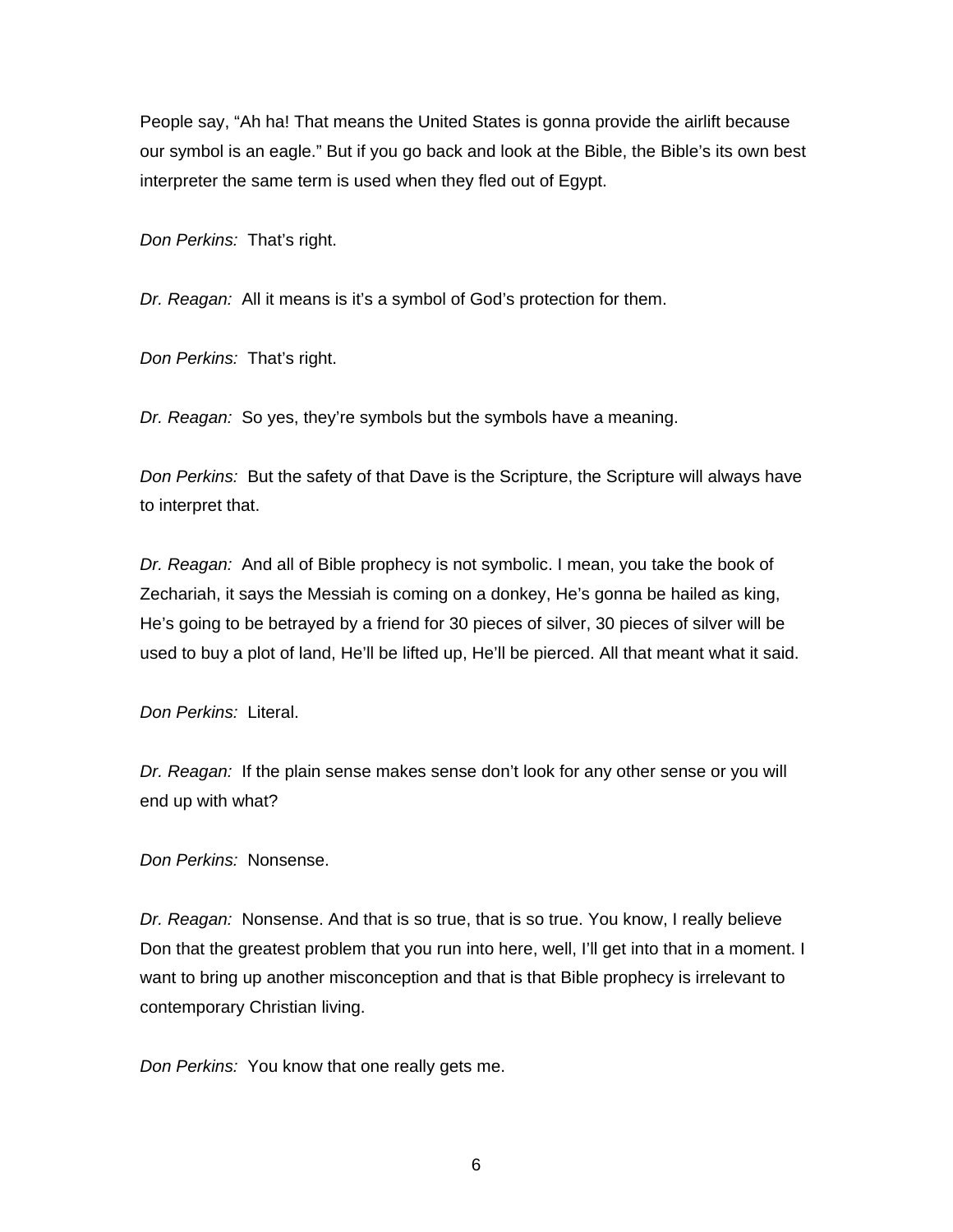People say, “Ah ha! That means the United States is gonna provide the airlift because our symbol is an eagle.” But if you go back and look at the Bible, the Bible’s its own best interpreter the same term is used when they fled out of Egypt.

*Don Perkins:* That’s right.

*Dr. Reagan:* All it means is it’s a symbol of God’s protection for them.

*Don Perkins:* That’s right.

*Dr. Reagan:* So yes, they’re symbols but the symbols have a meaning.

*Don Perkins:* But the safety of that Dave is the Scripture, the Scripture will always have to interpret that.

*Dr. Reagan:* And all of Bible prophecy is not symbolic. I mean, you take the book of Zechariah, it says the Messiah is coming on a donkey, He’s gonna be hailed as king, He’s going to be betrayed by a friend for 30 pieces of silver, 30 pieces of silver will be used to buy a plot of land, He’ll be lifted up, He’ll be pierced. All that meant what it said.

*Don Perkins:* Literal.

*Dr. Reagan:* If the plain sense makes sense don’t look for any other sense or you will end up with what?

*Don Perkins:* Nonsense.

*Dr. Reagan:* Nonsense. And that is so true, that is so true. You know, I really believe Don that the greatest problem that you run into here, well, I’ll get into that in a moment. I want to bring up another misconception and that is that Bible prophecy is irrelevant to contemporary Christian living.

*Don Perkins:* You know that one really gets me.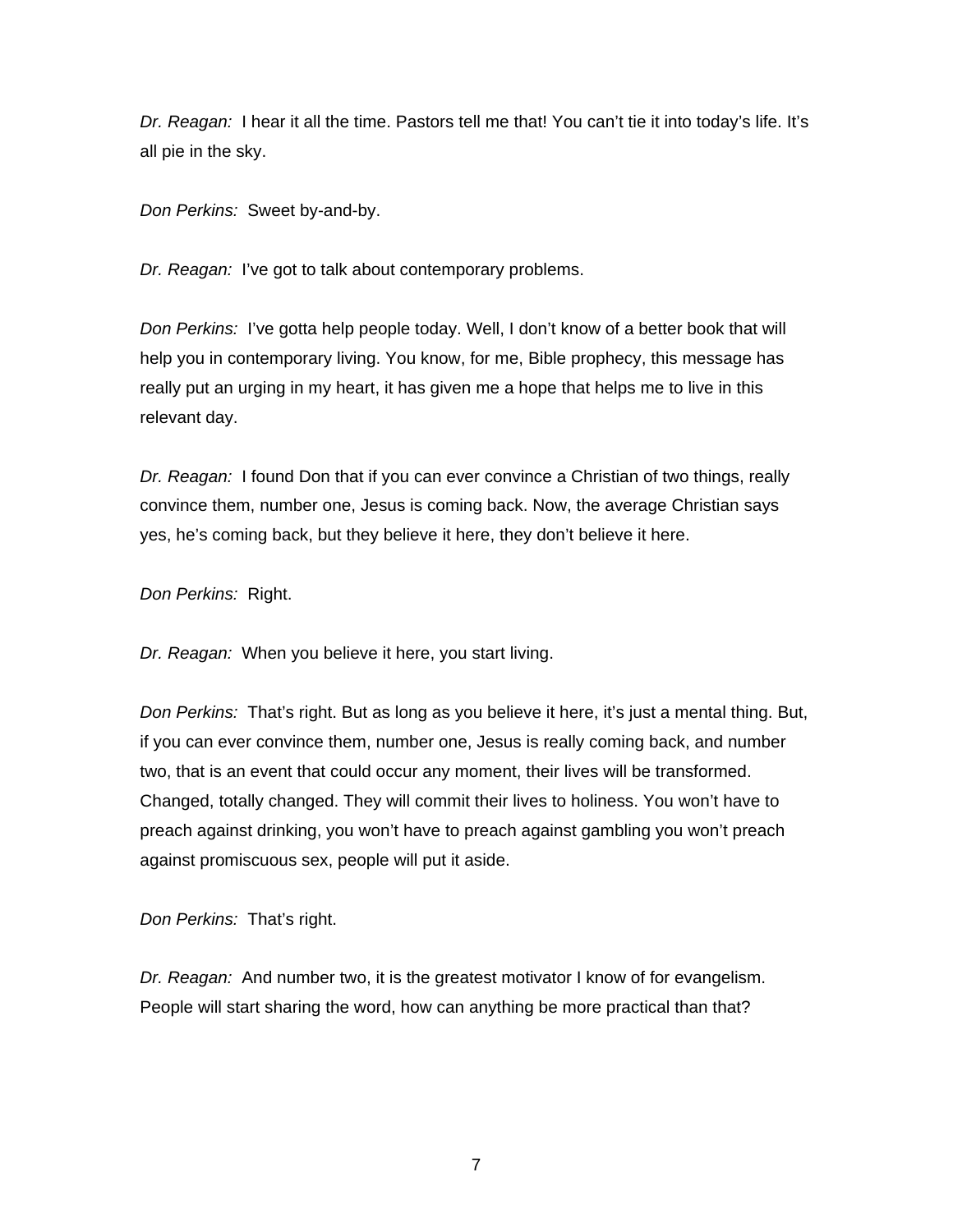*Dr. Reagan:* I hear it all the time. Pastors tell me that! You can't tie it into today's life. It's all pie in the sky.

*Don Perkins:* Sweet by-and-by.

*Dr. Reagan:* I've got to talk about contemporary problems.

*Don Perkins:* I've gotta help people today. Well, I don't know of a better book that will help you in contemporary living. You know, for me, Bible prophecy, this message has really put an urging in my heart, it has given me a hope that helps me to live in this relevant day.

*Dr. Reagan:* I found Don that if you can ever convince a Christian of two things, really convince them, number one, Jesus is coming back. Now, the average Christian says yes, he's coming back, but they believe it here, they don't believe it here.

*Don Perkins:* Right.

*Dr. Reagan:* When you believe it here, you start living.

*Don Perkins:* That's right. But as long as you believe it here, it's just a mental thing. But, if you can ever convince them, number one, Jesus is really coming back, and number two, that is an event that could occur any moment, their lives will be transformed. Changed, totally changed. They will commit their lives to holiness. You won't have to preach against drinking, you won't have to preach against gambling you won't preach against promiscuous sex, people will put it aside.

*Don Perkins:* That's right.

*Dr. Reagan:* And number two, it is the greatest motivator I know of for evangelism. People will start sharing the word, how can anything be more practical than that?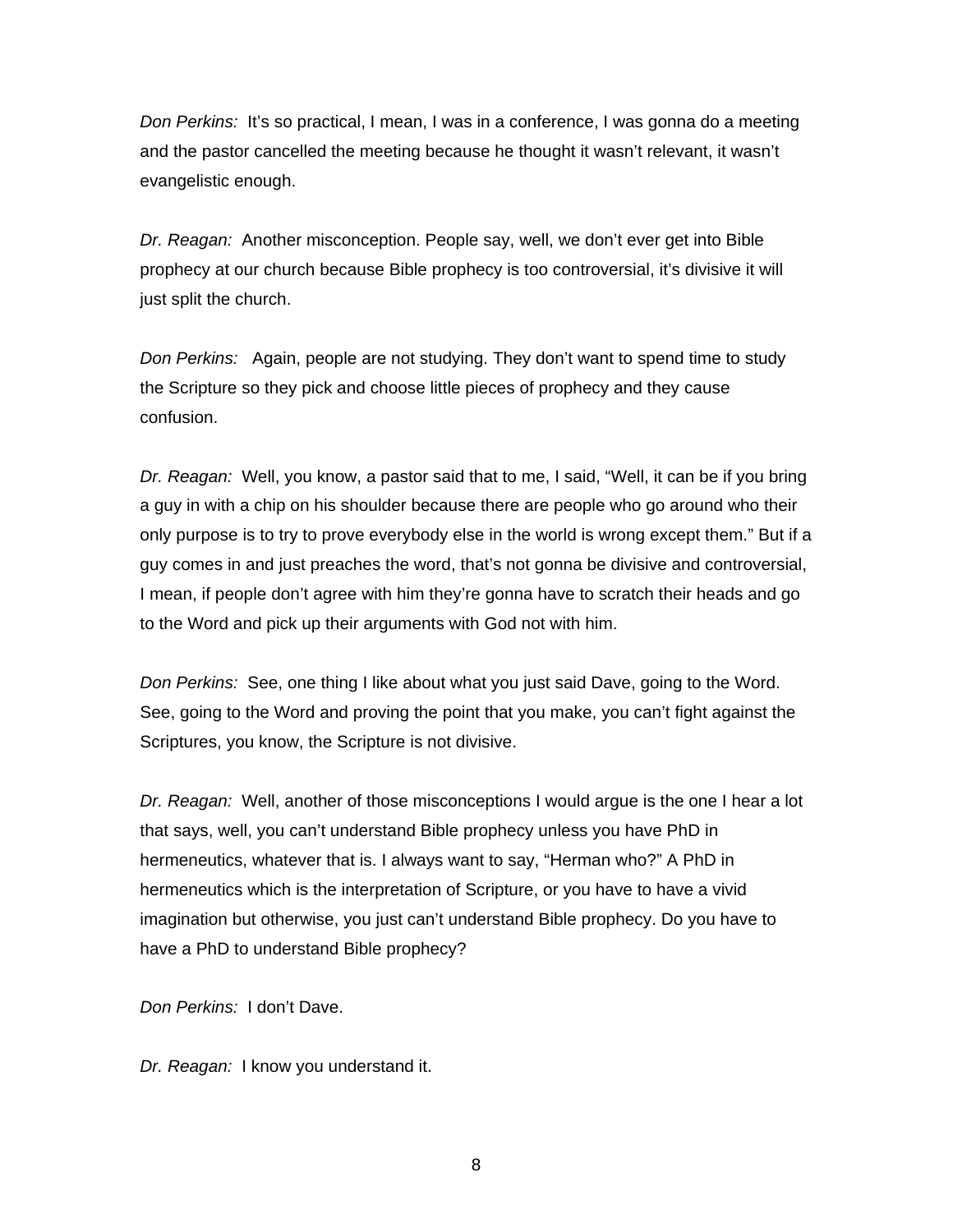*Don Perkins:* It's so practical, I mean, I was in a conference, I was gonna do a meeting and the pastor cancelled the meeting because he thought it wasn't relevant, it wasn't evangelistic enough.

*Dr. Reagan:* Another misconception. People say, well, we don't ever get into Bible prophecy at our church because Bible prophecy is too controversial, it's divisive it will just split the church.

*Don Perkins:* Again, people are not studying. They don't want to spend time to study the Scripture so they pick and choose little pieces of prophecy and they cause confusion.

*Dr. Reagan:* Well, you know, a pastor said that to me, I said, "Well, it can be if you bring a guy in with a chip on his shoulder because there are people who go around who their only purpose is to try to prove everybody else in the world is wrong except them." But if a guy comes in and just preaches the word, that's not gonna be divisive and controversial, I mean, if people don't agree with him they're gonna have to scratch their heads and go to the Word and pick up their arguments with God not with him.

*Don Perkins:* See, one thing I like about what you just said Dave, going to the Word. See, going to the Word and proving the point that you make, you can't fight against the Scriptures, you know, the Scripture is not divisive.

*Dr. Reagan:* Well, another of those misconceptions I would argue is the one I hear a lot that says, well, you can't understand Bible prophecy unless you have PhD in hermeneutics, whatever that is. I always want to say, "Herman who?" A PhD in hermeneutics which is the interpretation of Scripture, or you have to have a vivid imagination but otherwise, you just can't understand Bible prophecy. Do you have to have a PhD to understand Bible prophecy?

*Don Perkins:* I don't Dave.

*Dr. Reagan:* I know you understand it.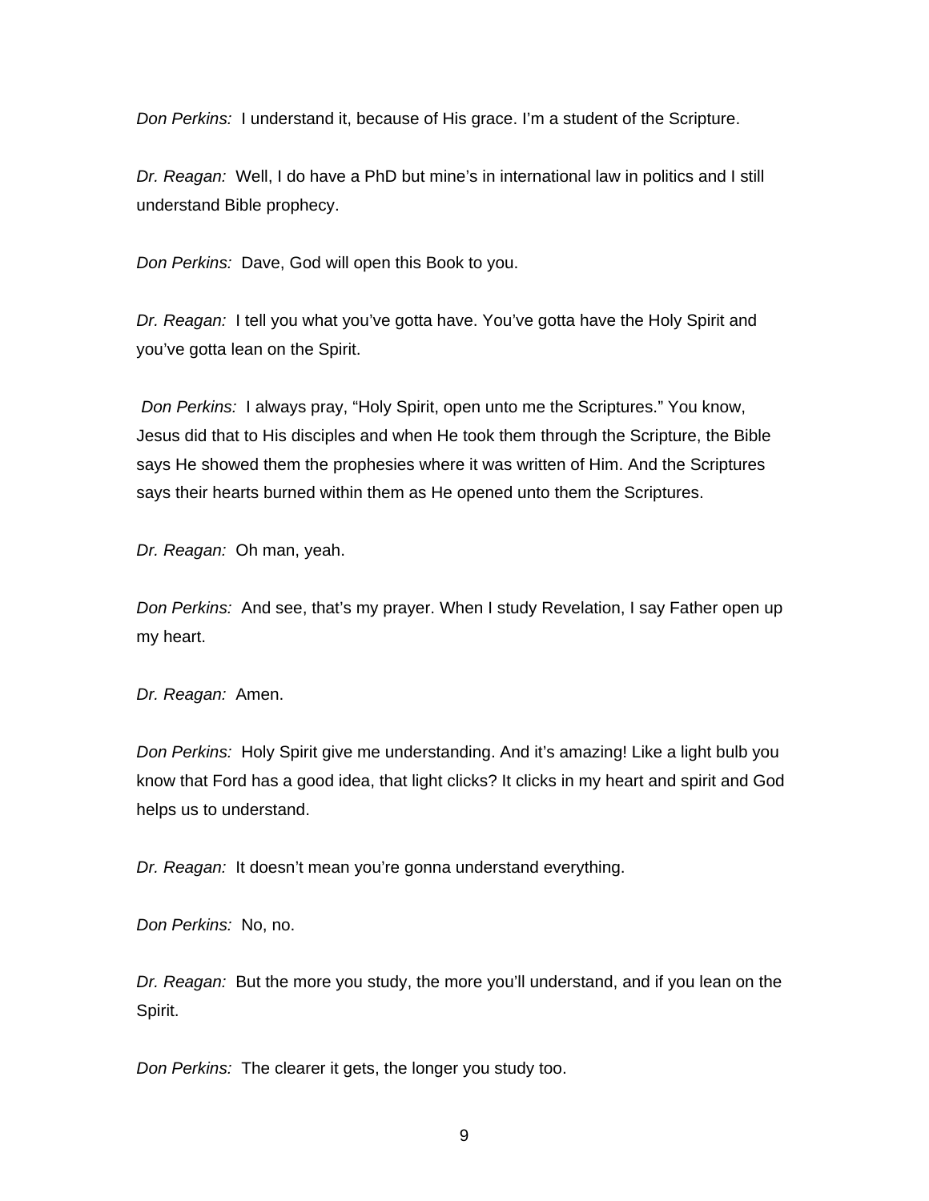*Don Perkins:* I understand it, because of His grace. I'm a student of the Scripture.

*Dr. Reagan:* Well, I do have a PhD but mine's in international law in politics and I still understand Bible prophecy.

*Don Perkins:* Dave, God will open this Book to you.

*Dr. Reagan:* I tell you what you've gotta have. You've gotta have the Holy Spirit and you've gotta lean on the Spirit.

*Don Perkins:* I always pray, "Holy Spirit, open unto me the Scriptures." You know, Jesus did that to His disciples and when He took them through the Scripture, the Bible says He showed them the prophesies where it was written of Him. And the Scriptures says their hearts burned within them as He opened unto them the Scriptures.

*Dr. Reagan:* Oh man, yeah.

*Don Perkins:* And see, that's my prayer. When I study Revelation, I say Father open up my heart.

*Dr. Reagan:* Amen.

*Don Perkins:* Holy Spirit give me understanding. And it's amazing! Like a light bulb you know that Ford has a good idea, that light clicks? It clicks in my heart and spirit and God helps us to understand.

*Dr. Reagan:* It doesn't mean you're gonna understand everything.

*Don Perkins:* No, no.

*Dr. Reagan:* But the more you study, the more you'll understand, and if you lean on the Spirit.

*Don Perkins:* The clearer it gets, the longer you study too.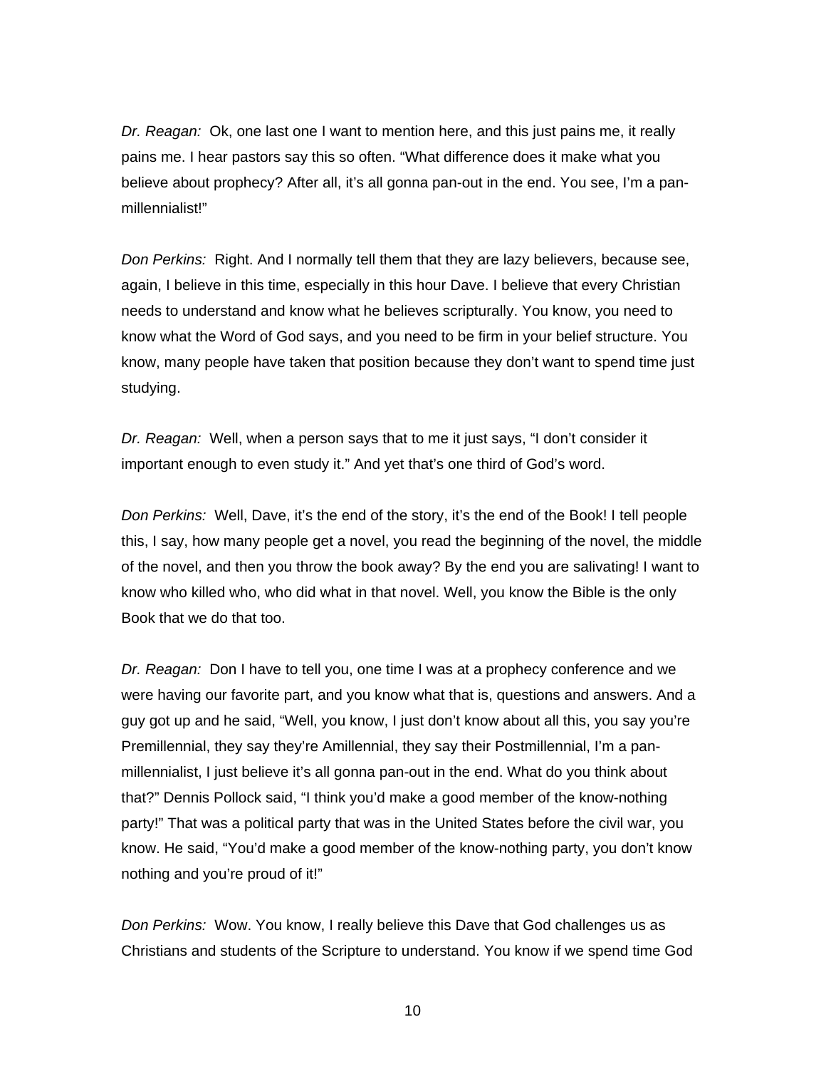*Dr. Reagan:* Ok, one last one I want to mention here, and this just pains me, it really pains me. I hear pastors say this so often. "What difference does it make what you believe about prophecy? After all, it's all gonna pan-out in the end. You see, I'm a pan-millennialist!"

*Don Perkins:* Right. And I normally tell them that they are lazy believers, because see, again, I believe in this time, especially in this hour Dave. I believe that every Christian needs to understand and know what he believes scripturally. You know, you need to know what the Word of God says, and you need to be firm in your belief structure. You know, many people have taken that position because they don't want to spend time just studying.

*Dr. Reagan:* Well, when a person says that to me it just says, "I don't consider it important enough to even study it." And yet that's one third of God's word.

*Don Perkins:* Well, Dave, it's the end of the story, it's the end of the Book! I tell people this, I say, how many people get a novel, you read the beginning of the novel, the middle of the novel, and then you throw the book away? By the end you are salivating! I want to know who killed who, who did what in that novel. Well, you know the Bible is the only Book that we do that too.

*Dr. Reagan:* Don I have to tell you, one time I was at a prophecy conference and we were having our favorite part, and you know what that is, questions and answers. And a guy got up and he said, "Well, you know, I just don't know about all this, you say you're Premillennial, they say they're Amillennial, they say their Postmillennial, I'm a pan-millennialist, I just believe it's all gonna pan-out in the end. What do you think about that?" Dennis Pollock said, "I think you'd make a good member of the know-nothing party!" That was a political party that was in the United States before the civil war, you know. He said, "You'd make a good member of the know-nothing party, you don't know nothing and you're proud of it!"

*Don Perkins:* Wow. You know, I really believe this Dave that God challenges us as Christians and students of the Scripture to understand. You know if we spend time God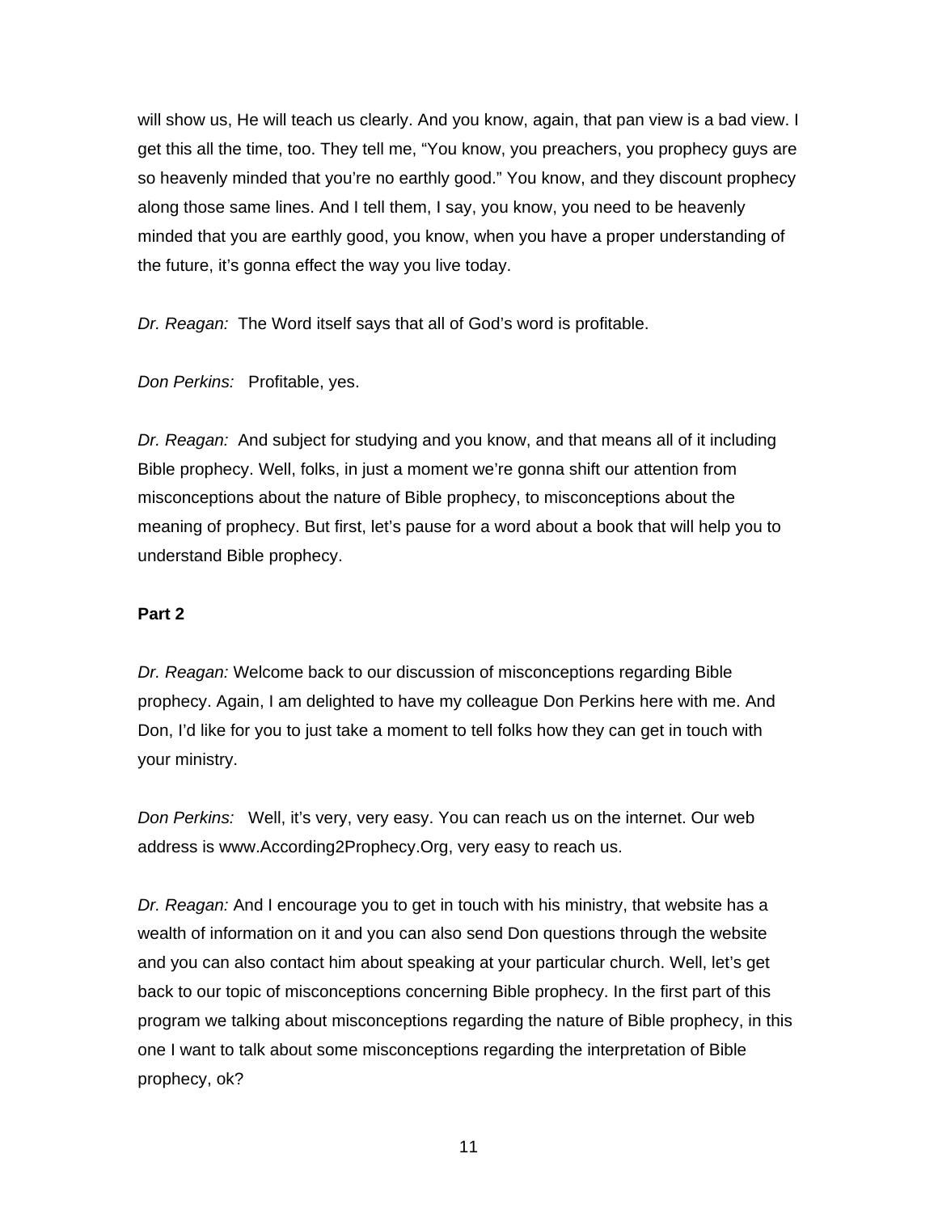will show us, He will teach us clearly. And you know, again, that pan view is a bad view. I get this all the time, too. They tell me, "You know, you preachers, you prophecy guys are so heavenly minded that you're no earthly good." You know, and they discount prophecy along those same lines. And I tell them, I say, you know, you need to be heavenly minded that you are earthly good, you know, when you have a proper understanding of the future, it's gonna effect the way you live today.

*Dr. Reagan:* The Word itself says that all of God's word is profitable.

*Don Perkins:* Profitable, yes.

*Dr. Reagan:* And subject for studying and you know, and that means all of it including Bible prophecy. Well, folks, in just a moment we're gonna shift our attention from misconceptions about the nature of Bible prophecy, to misconceptions about the meaning of prophecy. But first, let's pause for a word about a book that will help you to understand Bible prophecy.

**Part 2**

*Dr. Reagan:* Welcome back to our discussion of misconceptions regarding Bible prophecy. Again, I am delighted to have my colleague Don Perkins here with me. And Don, I'd like for you to just take a moment to tell folks how they can get in touch with your ministry.

*Don Perkins:* Well, it's very, very easy. You can reach us on the internet. Our web address is www.According2Prophecy.Org, very easy to reach us.

*Dr. Reagan:* And I encourage you to get in touch with his ministry, that website has a wealth of information on it and you can also send Don questions through the website and you can also contact him about speaking at your particular church. Well, let's get back to our topic of misconceptions concerning Bible prophecy. In the first part of this program we talking about misconceptions regarding the nature of Bible prophecy, in this one I want to talk about some misconceptions regarding the interpretation of Bible prophecy, ok?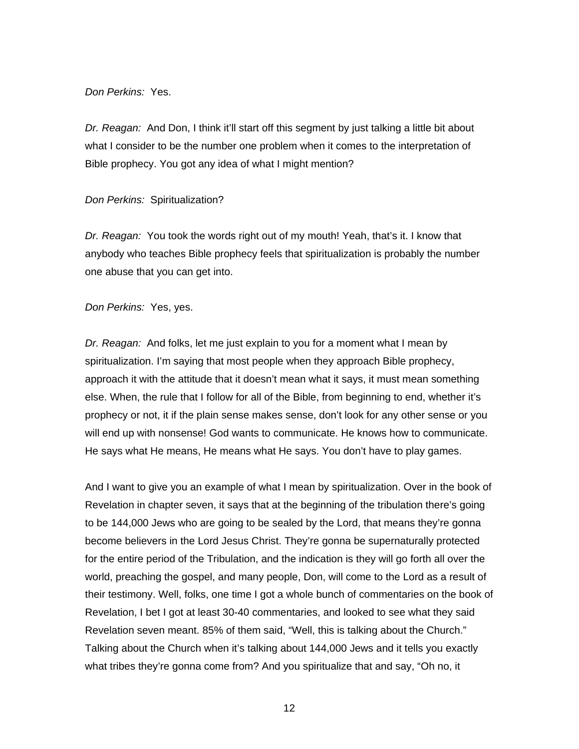*Don Perkins:* Yes.

*Dr. Reagan:* And Don, I think it'll start off this segment by just talking a little bit about what I consider to be the number one problem when it comes to the interpretation of Bible prophecy. You got any idea of what I might mention?

*Don Perkins:* Spiritualization?

*Dr. Reagan:* You took the words right out of my mouth! Yeah, that's it. I know that anybody who teaches Bible prophecy feels that spiritualization is probably the number one abuse that you can get into.

*Don Perkins:* Yes, yes.

*Dr. Reagan:* And folks, let me just explain to you for a moment what I mean by spiritualization. I'm saying that most people when they approach Bible prophecy, approach it with the attitude that it doesn't mean what it says, it must mean something else. When, the rule that I follow for all of the Bible, from beginning to end, whether it's prophecy or not, it if the plain sense makes sense, don't look for any other sense or you will end up with nonsense! God wants to communicate. He knows how to communicate. He says what He means, He means what He says. You don't have to play games.

And I want to give you an example of what I mean by spiritualization. Over in the book of Revelation in chapter seven, it says that at the beginning of the tribulation there's going to be 144,000 Jews who are going to be sealed by the Lord, that means they're gonna become believers in the Lord Jesus Christ. They're gonna be supernaturally protected for the entire period of the Tribulation, and the indication is they will go forth all over the world, preaching the gospel, and many people, Don, will come to the Lord as a result of their testimony. Well, folks, one time I got a whole bunch of commentaries on the book of Revelation, I bet I got at least 30-40 commentaries, and looked to see what they said Revelation seven meant. 85% of them said, "Well, this is talking about the Church." Talking about the Church when it's talking about 144,000 Jews and it tells you exactly what tribes they're gonna come from? And you spiritualize that and say, "Oh no, it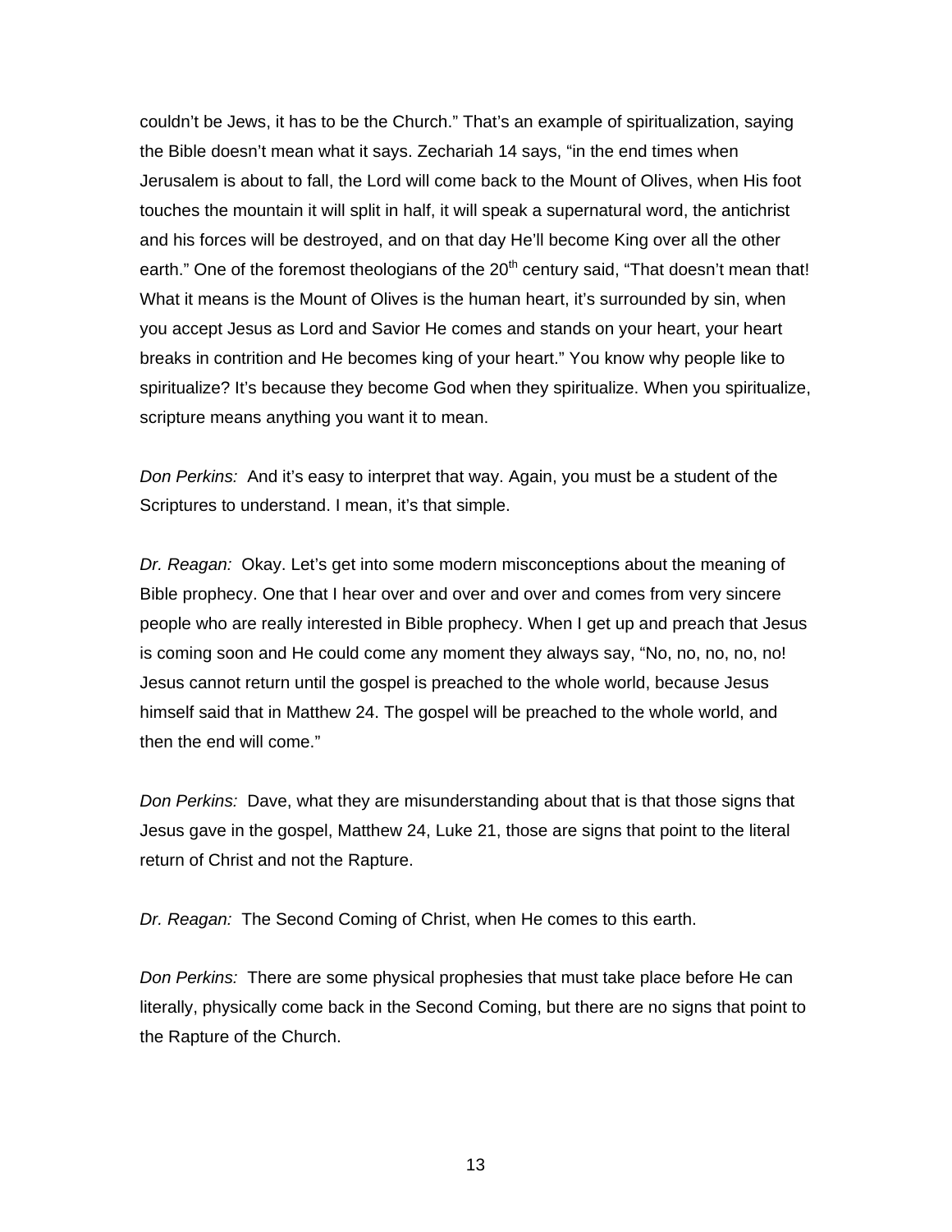couldn't be Jews, it has to be the Church." That's an example of spiritualization, saying the Bible doesn't mean what it says. Zechariah 14 says, "in the end times when Jerusalem is about to fall, the Lord will come back to the Mount of Olives, when His foot touches the mountain it will split in half, it will speak a supernatural word, the antichrist and his forces will be destroyed, and on that day He'll become King over all the other earth." One of the foremost theologians of the 20th century said, "That doesn't mean that! What it means is the Mount of Olives is the human heart, it's surrounded by sin, when you accept Jesus as Lord and Savior He comes and stands on your heart, your heart breaks in contrition and He becomes king of your heart." You know why people like to spiritualize? It's because they become God when they spiritualize. When you spiritualize, scripture means anything you want it to mean.

*Don Perkins:* And it's easy to interpret that way. Again, you must be a student of the Scriptures to understand. I mean, it's that simple.

*Dr. Reagan:* Okay. Let's get into some modern misconceptions about the meaning of Bible prophecy. One that I hear over and over and over and comes from very sincere people who are really interested in Bible prophecy. When I get up and preach that Jesus is coming soon and He could come any moment they always say, "No, no, no, no, no! Jesus cannot return until the gospel is preached to the whole world, because Jesus himself said that in Matthew 24. The gospel will be preached to the whole world, and then the end will come."

*Don Perkins:* Dave, what they are misunderstanding about that is that those signs that Jesus gave in the gospel, Matthew 24, Luke 21, those are signs that point to the literal return of Christ and not the Rapture.

*Dr. Reagan:* The Second Coming of Christ, when He comes to this earth.

*Don Perkins:* There are some physical prophesies that must take place before He can literally, physically come back in the Second Coming, but there are no signs that point to the Rapture of the Church.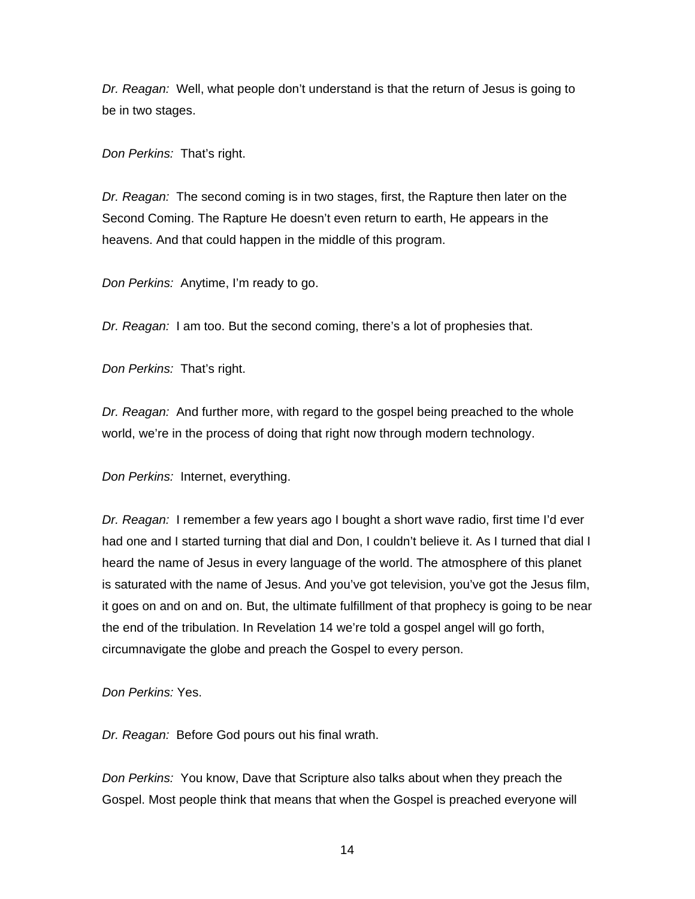*Dr. Reagan:* Well, what people don't understand is that the return of Jesus is going to be in two stages.

*Don Perkins:* That's right.

*Dr. Reagan:* The second coming is in two stages, first, the Rapture then later on the Second Coming. The Rapture He doesn't even return to earth, He appears in the heavens. And that could happen in the middle of this program.

*Don Perkins:* Anytime, I'm ready to go.

*Dr. Reagan:* I am too. But the second coming, there's a lot of prophesies that.

*Don Perkins:* That's right.

*Dr. Reagan:* And further more, with regard to the gospel being preached to the whole world, we're in the process of doing that right now through modern technology.

*Don Perkins:* Internet, everything.

*Dr. Reagan:* I remember a few years ago I bought a short wave radio, first time I'd ever had one and I started turning that dial and Don, I couldn't believe it. As I turned that dial I heard the name of Jesus in every language of the world. The atmosphere of this planet is saturated with the name of Jesus. And you've got television, you've got the Jesus film, it goes on and on and on. But, the ultimate fulfillment of that prophecy is going to be near the end of the tribulation. In Revelation 14 we're told a gospel angel will go forth, circumnavigate the globe and preach the Gospel to every person.

*Don Perkins:* Yes.

*Dr. Reagan:* Before God pours out his final wrath.

*Don Perkins:* You know, Dave that Scripture also talks about when they preach the Gospel. Most people think that means that when the Gospel is preached everyone will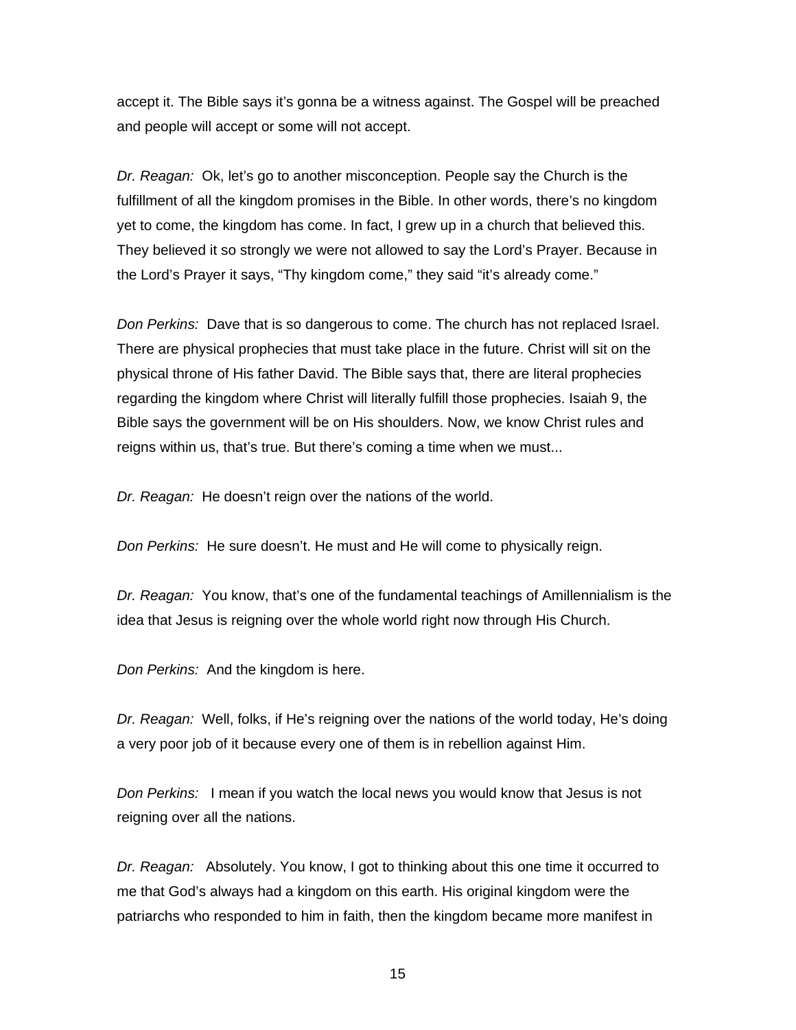accept it. The Bible says it's gonna be a witness against. The Gospel will be preached and people will accept or some will not accept.

*Dr. Reagan:* Ok, let's go to another misconception. People say the Church is the fulfillment of all the kingdom promises in the Bible. In other words, there's no kingdom yet to come, the kingdom has come. In fact, I grew up in a church that believed this. They believed it so strongly we were not allowed to say the Lord's Prayer. Because in the Lord's Prayer it says, "Thy kingdom come," they said "it's already come."

*Don Perkins:* Dave that is so dangerous to come. The church has not replaced Israel. There are physical prophecies that must take place in the future. Christ will sit on the physical throne of His father David. The Bible says that, there are literal prophecies regarding the kingdom where Christ will literally fulfill those prophecies. Isaiah 9, the Bible says the government will be on His shoulders. Now, we know Christ rules and reigns within us, that's true. But there's coming a time when we must...

*Dr. Reagan:* He doesn't reign over the nations of the world.

*Don Perkins:* He sure doesn't. He must and He will come to physically reign.

*Dr. Reagan:* You know, that's one of the fundamental teachings of Amillennialism is the idea that Jesus is reigning over the whole world right now through His Church.

*Don Perkins:* And the kingdom is here.

*Dr. Reagan:* Well, folks, if He's reigning over the nations of the world today, He's doing a very poor job of it because every one of them is in rebellion against Him.

*Don Perkins:* I mean if you watch the local news you would know that Jesus is not reigning over all the nations.

*Dr. Reagan:* Absolutely. You know, I got to thinking about this one time it occurred to me that God's always had a kingdom on this earth. His original kingdom were the patriarchs who responded to him in faith, then the kingdom became more manifest in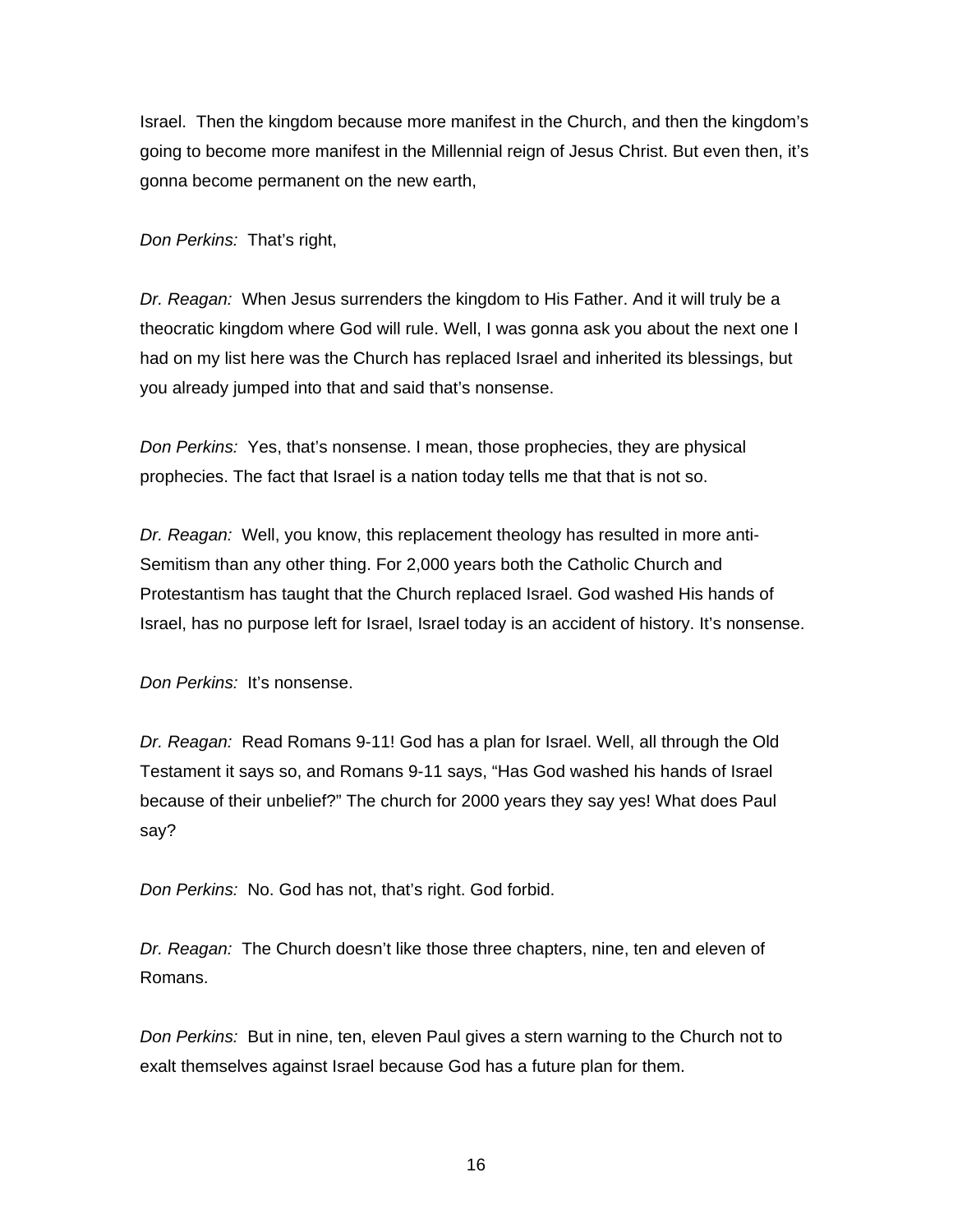Israel. Then the kingdom because more manifest in the Church, and then the kingdom's going to become more manifest in the Millennial reign of Jesus Christ. But even then, it's gonna become permanent on the new earth,

*Don Perkins:* That's right,

*Dr. Reagan:* When Jesus surrenders the kingdom to His Father. And it will truly be a theocratic kingdom where God will rule. Well, I was gonna ask you about the next one I had on my list here was the Church has replaced Israel and inherited its blessings, but you already jumped into that and said that's nonsense.

*Don Perkins:* Yes, that's nonsense. I mean, those prophecies, they are physical prophecies. The fact that Israel is a nation today tells me that that is not so.

*Dr. Reagan:* Well, you know, this replacement theology has resulted in more anti-Semitism than any other thing. For 2,000 years both the Catholic Church and Protestantism has taught that the Church replaced Israel. God washed His hands of Israel, has no purpose left for Israel, Israel today is an accident of history. It's nonsense.

*Don Perkins:* It's nonsense.

*Dr. Reagan:* Read Romans 9-11! God has a plan for Israel. Well, all through the Old Testament it says so, and Romans 9-11 says, "Has God washed his hands of Israel because of their unbelief?" The church for 2000 years they say yes! What does Paul say?

*Don Perkins:* No. God has not, that's right. God forbid.

*Dr. Reagan:* The Church doesn't like those three chapters, nine, ten and eleven of Romans.

*Don Perkins:* But in nine, ten, eleven Paul gives a stern warning to the Church not to exalt themselves against Israel because God has a future plan for them.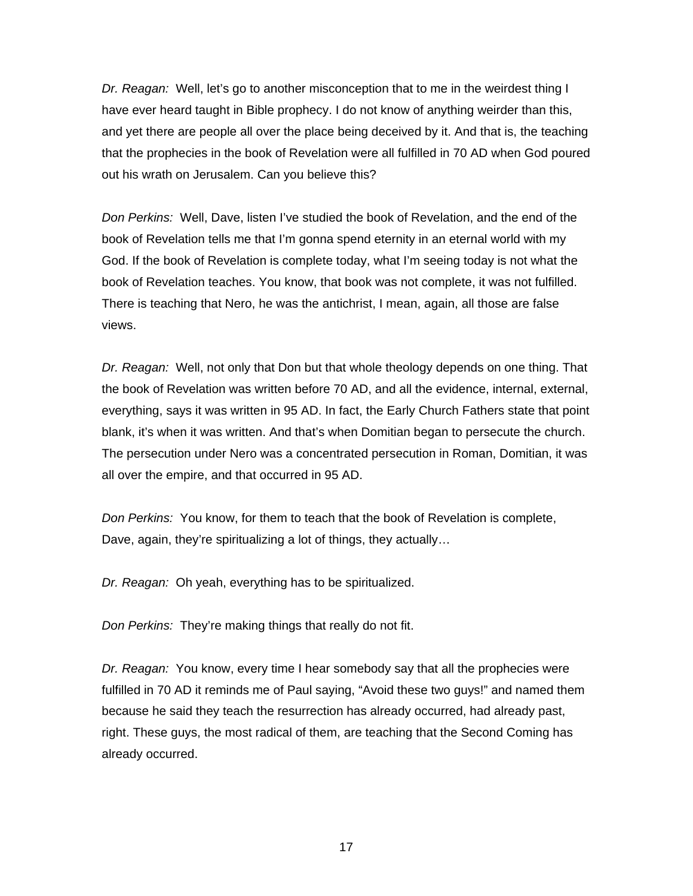*Dr. Reagan:* Well, let's go to another misconception that to me in the weirdest thing I have ever heard taught in Bible prophecy. I do not know of anything weirder than this, and yet there are people all over the place being deceived by it. And that is, the teaching that the prophecies in the book of Revelation were all fulfilled in 70 AD when God poured out his wrath on Jerusalem. Can you believe this?

*Don Perkins:* Well, Dave, listen I've studied the book of Revelation, and the end of the book of Revelation tells me that I'm gonna spend eternity in an eternal world with my God. If the book of Revelation is complete today, what I'm seeing today is not what the book of Revelation teaches. You know, that book was not complete, it was not fulfilled. There is teaching that Nero, he was the antichrist, I mean, again, all those are false views.

*Dr. Reagan:* Well, not only that Don but that whole theology depends on one thing. That the book of Revelation was written before 70 AD, and all the evidence, internal, external, everything, says it was written in 95 AD. In fact, the Early Church Fathers state that point blank, it's when it was written. And that's when Domitian began to persecute the church. The persecution under Nero was a concentrated persecution in Roman, Domitian, it was all over the empire, and that occurred in 95 AD.

*Don Perkins:* You know, for them to teach that the book of Revelation is complete, Dave, again, they're spiritualizing a lot of things, they actually…

*Dr. Reagan:* Oh yeah, everything has to be spiritualized.

*Don Perkins:* They're making things that really do not fit.

*Dr. Reagan:* You know, every time I hear somebody say that all the prophecies were fulfilled in 70 AD it reminds me of Paul saying, "Avoid these two guys!" and named them because he said they teach the resurrection has already occurred, had already past, right. These guys, the most radical of them, are teaching that the Second Coming has already occurred.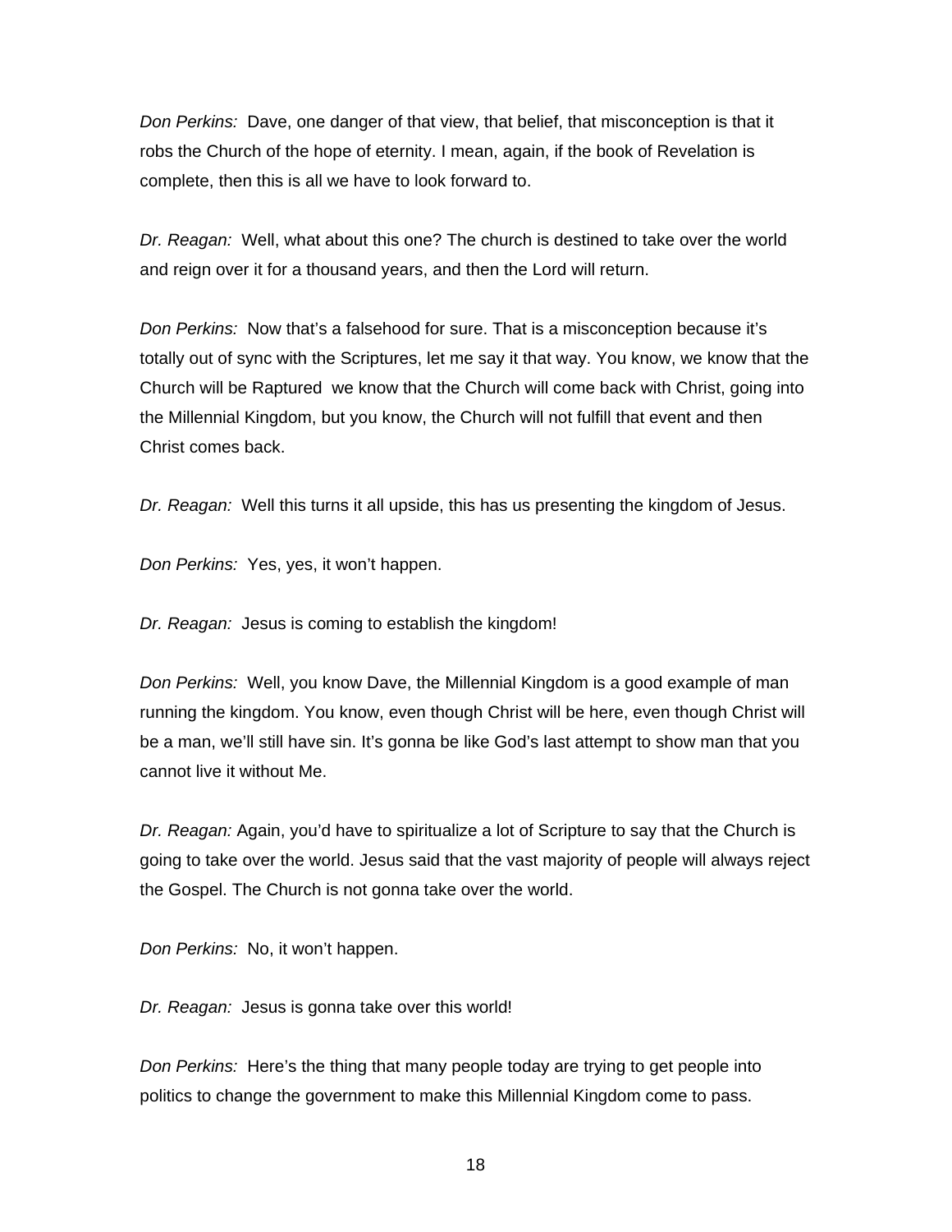*Don Perkins:* Dave, one danger of that view, that belief, that misconception is that it robs the Church of the hope of eternity. I mean, again, if the book of Revelation is complete, then this is all we have to look forward to.

*Dr. Reagan:* Well, what about this one? The church is destined to take over the world and reign over it for a thousand years, and then the Lord will return.

*Don Perkins:* Now that's a falsehood for sure. That is a misconception because it's totally out of sync with the Scriptures, let me say it that way. You know, we know that the Church will be Raptured we know that the Church will come back with Christ, going into the Millennial Kingdom, but you know, the Church will not fulfill that event and then Christ comes back.

*Dr. Reagan:* Well this turns it all upside, this has us presenting the kingdom of Jesus.

*Don Perkins:* Yes, yes, it won't happen.

*Dr. Reagan:* Jesus is coming to establish the kingdom!

*Don Perkins:* Well, you know Dave, the Millennial Kingdom is a good example of man running the kingdom. You know, even though Christ will be here, even though Christ will be a man, we'll still have sin. It's gonna be like God's last attempt to show man that you cannot live it without Me.

*Dr. Reagan:* Again, you'd have to spiritualize a lot of Scripture to say that the Church is going to take over the world. Jesus said that the vast majority of people will always reject the Gospel. The Church is not gonna take over the world.

*Don Perkins:* No, it won't happen.

*Dr. Reagan:* Jesus is gonna take over this world!

*Don Perkins:* Here's the thing that many people today are trying to get people into politics to change the government to make this Millennial Kingdom come to pass.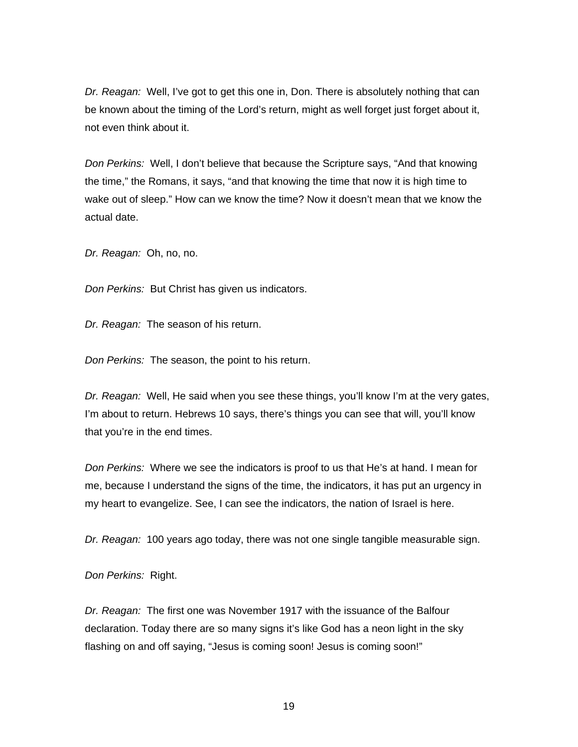*Dr. Reagan:* Well, I've got to get this one in, Don. There is absolutely nothing that can be known about the timing of the Lord's return, might as well forget just forget about it, not even think about it.

*Don Perkins:* Well, I don't believe that because the Scripture says, "And that knowing the time," the Romans, it says, "and that knowing the time that now it is high time to wake out of sleep." How can we know the time? Now it doesn't mean that we know the actual date.

*Dr. Reagan:* Oh, no, no.

*Don Perkins:* But Christ has given us indicators.

*Dr. Reagan:* The season of his return.

*Don Perkins:* The season, the point to his return.

*Dr. Reagan:* Well, He said when you see these things, you'll know I'm at the very gates, I'm about to return. Hebrews 10 says, there's things you can see that will, you'll know that you're in the end times.

*Don Perkins:* Where we see the indicators is proof to us that He's at hand. I mean for me, because I understand the signs of the time, the indicators, it has put an urgency in my heart to evangelize. See, I can see the indicators, the nation of Israel is here.

*Dr. Reagan:* 100 years ago today, there was not one single tangible measurable sign.

*Don Perkins:* Right.

*Dr. Reagan:* The first one was November 1917 with the issuance of the Balfour declaration. Today there are so many signs it's like God has a neon light in the sky flashing on and off saying, "Jesus is coming soon! Jesus is coming soon!"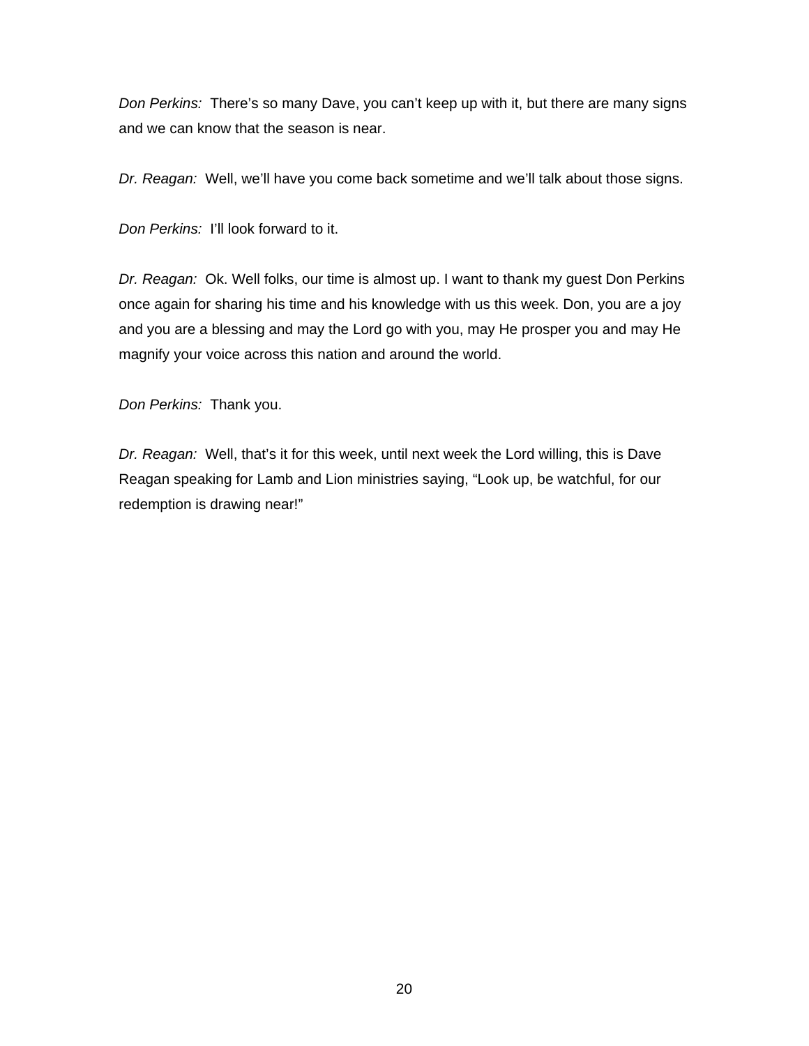*Don Perkins:* There's so many Dave, you can't keep up with it, but there are many signs and we can know that the season is near.

*Dr. Reagan:* Well, we'll have you come back sometime and we'll talk about those signs.

*Don Perkins:* I'll look forward to it.

*Dr. Reagan:* Ok. Well folks, our time is almost up. I want to thank my guest Don Perkins once again for sharing his time and his knowledge with us this week. Don, you are a joy and you are a blessing and may the Lord go with you, may He prosper you and may He magnify your voice across this nation and around the world.

*Don Perkins:* Thank you.

*Dr. Reagan:* Well, that's it for this week, until next week the Lord willing, this is Dave Reagan speaking for Lamb and Lion ministries saying, "Look up, be watchful, for our redemption is drawing near!"